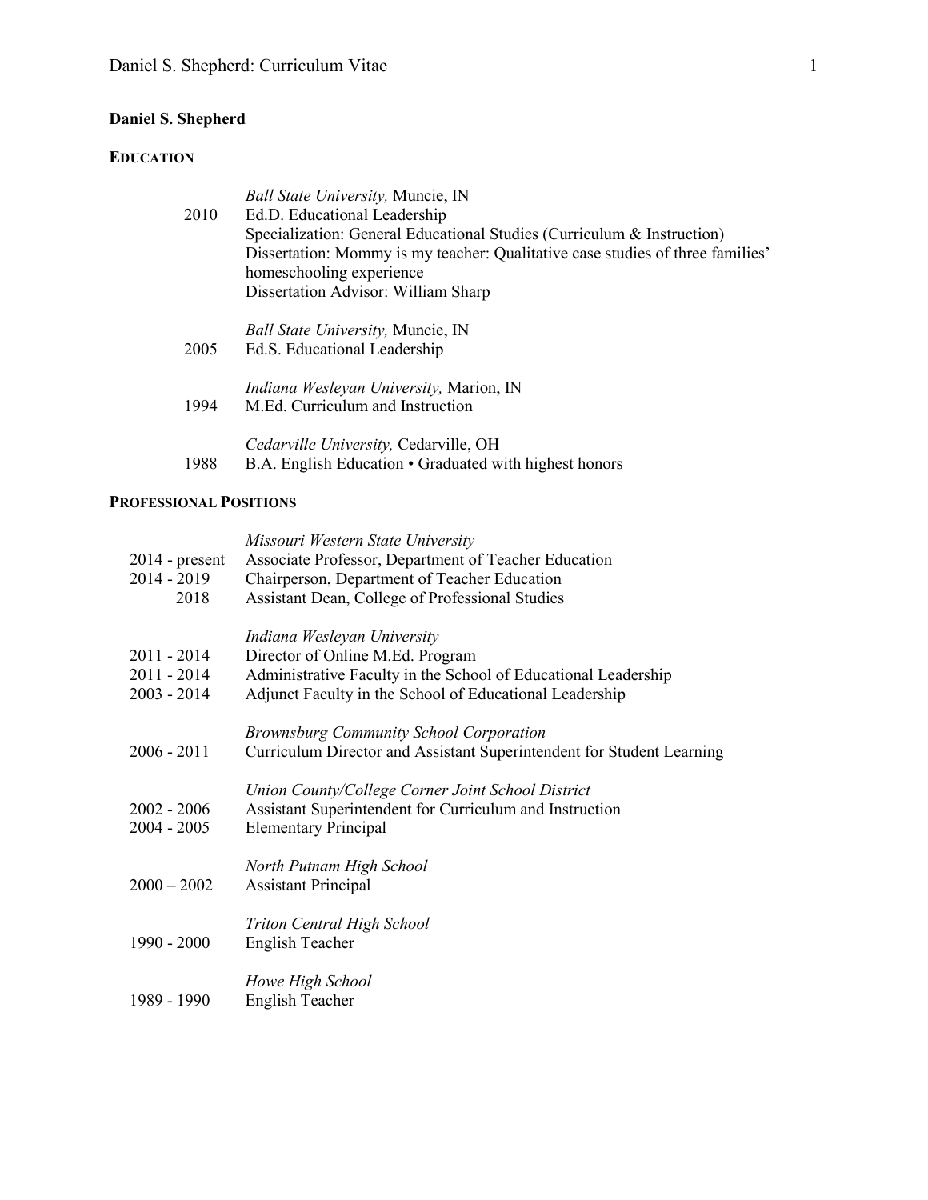# Daniel S. Shepherd

## EDUCATION

2010 — *Ball State University,* Muncie, IN
Ed.D. Educational Leadership
Specialization: General Educational Studies (Curriculum & Instruction)
Dissertation: Mommy is my teacher: Qualitative case studies of three families' homeschooling experience
Dissertation Advisor: William Sharp

2005 — *Ball State University,* Muncie, IN
Ed.S. Educational Leadership

1994 — *Indiana Wesleyan University,* Marion, IN
M.Ed. Curriculum and Instruction

1988 — *Cedarville University,* Cedarville, OH
B.A. English Education • Graduated with highest honors

## PROFESSIONAL POSITIONS

*Missouri Western State University*

| | |
|---|---|
| 2014 - present | Associate Professor, Department of Teacher Education |
| 2014 - 2019 | Chairperson, Department of Teacher Education |
| 2018 | Assistant Dean, College of Professional Studies |

*Indiana Wesleyan University*

| | |
|---|---|
| 2011 - 2014 | Director of Online M.Ed. Program |
| 2011 - 2014 | Administrative Faculty in the School of Educational Leadership |
| 2003 - 2014 | Adjunct Faculty in the School of Educational Leadership |

*Brownsburg Community School Corporation*

| | |
|---|---|
| 2006 - 2011 | Curriculum Director and Assistant Superintendent for Student Learning |

*Union County/College Corner Joint School District*

| | |
|---|---|
| 2002 - 2006 | Assistant Superintendent for Curriculum and Instruction |
| 2004 - 2005 | Elementary Principal |

*North Putnam High School*

| | |
|---|---|
| 2000 – 2002 | Assistant Principal |

*Triton Central High School*

| | |
|---|---|
| 1990 - 2000 | English Teacher |

*Howe High School*

| | |
|---|---|
| 1989 - 1990 | English Teacher |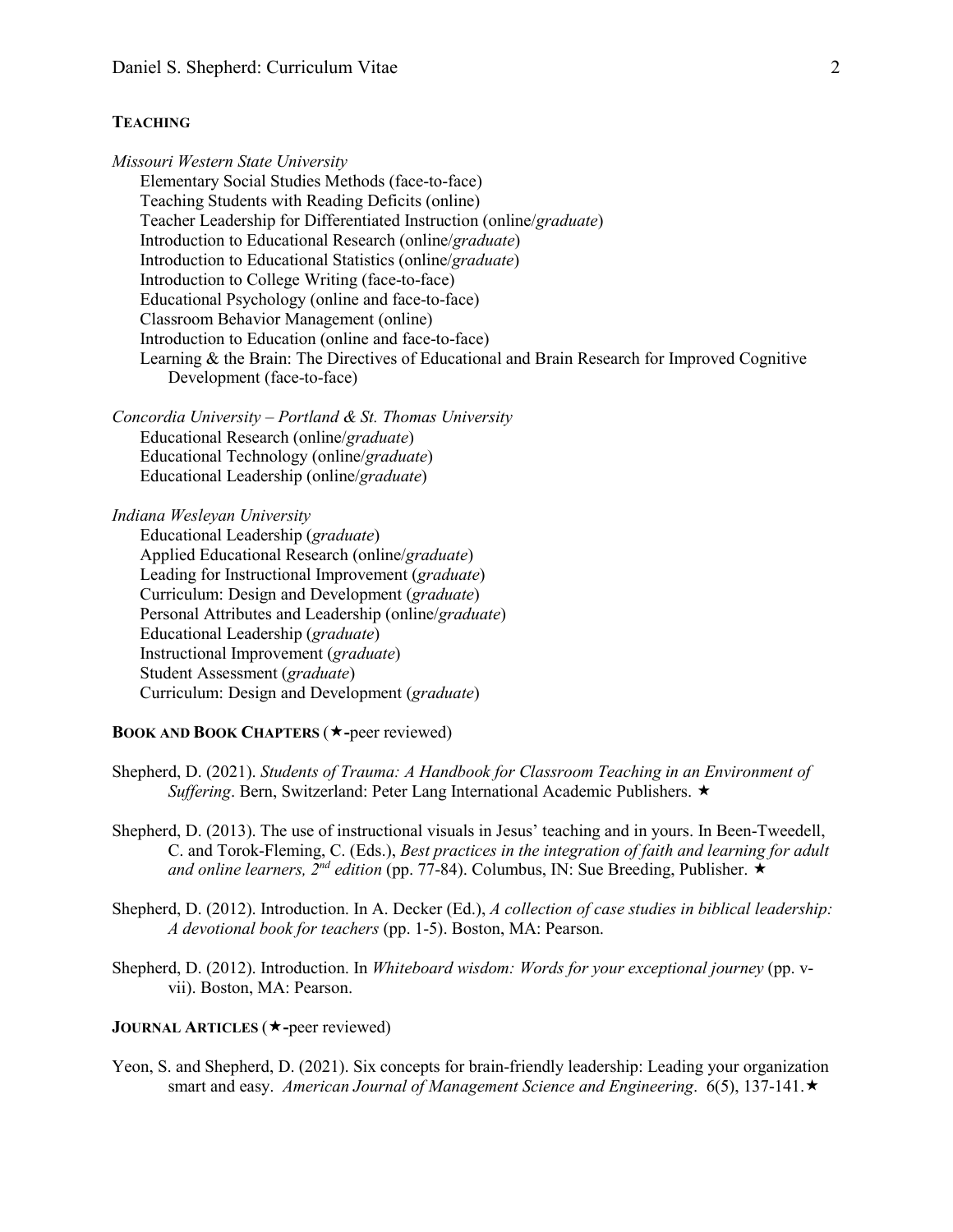## TEACHING

*Missouri Western State University*

- Elementary Social Studies Methods (face-to-face)
- Teaching Students with Reading Deficits (online)
- Teacher Leadership for Differentiated Instruction (online/*graduate*)
- Introduction to Educational Research (online/*graduate*)
- Introduction to Educational Statistics (online/*graduate*)
- Introduction to College Writing (face-to-face)
- Educational Psychology (online and face-to-face)
- Classroom Behavior Management (online)
- Introduction to Education (online and face-to-face)
- Learning & the Brain: The Directives of Educational and Brain Research for Improved Cognitive Development (face-to-face)

*Concordia University – Portland & St. Thomas University*

- Educational Research (online/*graduate*)
- Educational Technology (online/*graduate*)
- Educational Leadership (online/*graduate*)

*Indiana Wesleyan University*

- Educational Leadership (*graduate*)
- Applied Educational Research (online/*graduate*)
- Leading for Instructional Improvement (*graduate*)
- Curriculum: Design and Development (*graduate*)
- Personal Attributes and Leadership (online/*graduate*)
- Educational Leadership (*graduate*)
- Instructional Improvement (*graduate*)
- Student Assessment (*graduate*)
- Curriculum: Design and Development (*graduate*)

## BOOK AND BOOK CHAPTERS (★-peer reviewed)

Shepherd, D. (2021). *Students of Trauma: A Handbook for Classroom Teaching in an Environment of Suffering*. Bern, Switzerland: Peter Lang International Academic Publishers. ★

Shepherd, D. (2013). The use of instructional visuals in Jesus' teaching and in yours. In Been-Tweedell, C. and Torok-Fleming, C. (Eds.), *Best practices in the integration of faith and learning for adult and online learners, 2nd edition* (pp. 77-84). Columbus, IN: Sue Breeding, Publisher. ★

Shepherd, D. (2012). Introduction. In A. Decker (Ed.), *A collection of case studies in biblical leadership: A devotional book for teachers* (pp. 1-5). Boston, MA: Pearson.

Shepherd, D. (2012). Introduction. In *Whiteboard wisdom: Words for your exceptional journey* (pp. v-vii). Boston, MA: Pearson.

## JOURNAL ARTICLES (★-peer reviewed)

Yeon, S. and Shepherd, D. (2021). Six concepts for brain-friendly leadership: Leading your organization smart and easy. *American Journal of Management Science and Engineering*. 6(5), 137-141.★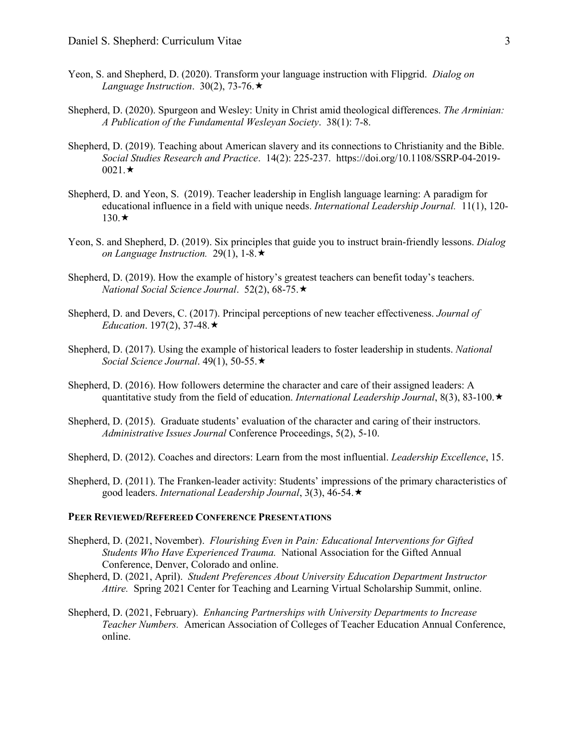Yeon, S. and Shepherd, D. (2020). Transform your language instruction with Flipgrid. *Dialog on Language Instruction*. 30(2), 73-76.★

Shepherd, D. (2020). Spurgeon and Wesley: Unity in Christ amid theological differences. *The Arminian: A Publication of the Fundamental Wesleyan Society*. 38(1): 7-8.

Shepherd, D. (2019). Teaching about American slavery and its connections to Christianity and the Bible. *Social Studies Research and Practice*. 14(2): 225-237. https://doi.org/10.1108/SSRP-04-2019-0021.★

Shepherd, D. and Yeon, S. (2019). Teacher leadership in English language learning: A paradigm for educational influence in a field with unique needs. *International Leadership Journal.* 11(1), 120-130.★

Yeon, S. and Shepherd, D. (2019). Six principles that guide you to instruct brain-friendly lessons. *Dialog on Language Instruction.* 29(1), 1-8.★

Shepherd, D. (2019). How the example of history's greatest teachers can benefit today's teachers. *National Social Science Journal*. 52(2), 68-75.★

Shepherd, D. and Devers, C. (2017). Principal perceptions of new teacher effectiveness. *Journal of Education*. 197(2), 37-48.★

Shepherd, D. (2017). Using the example of historical leaders to foster leadership in students. *National Social Science Journal*. 49(1), 50-55.★

Shepherd, D. (2016). How followers determine the character and care of their assigned leaders: A quantitative study from the field of education. *International Leadership Journal*, 8(3), 83-100.★

Shepherd, D. (2015). Graduate students' evaluation of the character and caring of their instructors. *Administrative Issues Journal* Conference Proceedings, 5(2), 5-10.

Shepherd, D. (2012). Coaches and directors: Learn from the most influential. *Leadership Excellence*, 15.

Shepherd, D. (2011). The Franken-leader activity: Students' impressions of the primary characteristics of good leaders. *International Leadership Journal*, 3(3), 46-54.★

**PEER REVIEWED/REFEREED CONFERENCE PRESENTATIONS**

Shepherd, D. (2021, November). *Flourishing Even in Pain: Educational Interventions for Gifted Students Who Have Experienced Trauma.* National Association for the Gifted Annual Conference, Denver, Colorado and online.

Shepherd, D. (2021, April). *Student Preferences About University Education Department Instructor Attire.* Spring 2021 Center for Teaching and Learning Virtual Scholarship Summit, online.

Shepherd, D. (2021, February). *Enhancing Partnerships with University Departments to Increase Teacher Numbers.* American Association of Colleges of Teacher Education Annual Conference, online.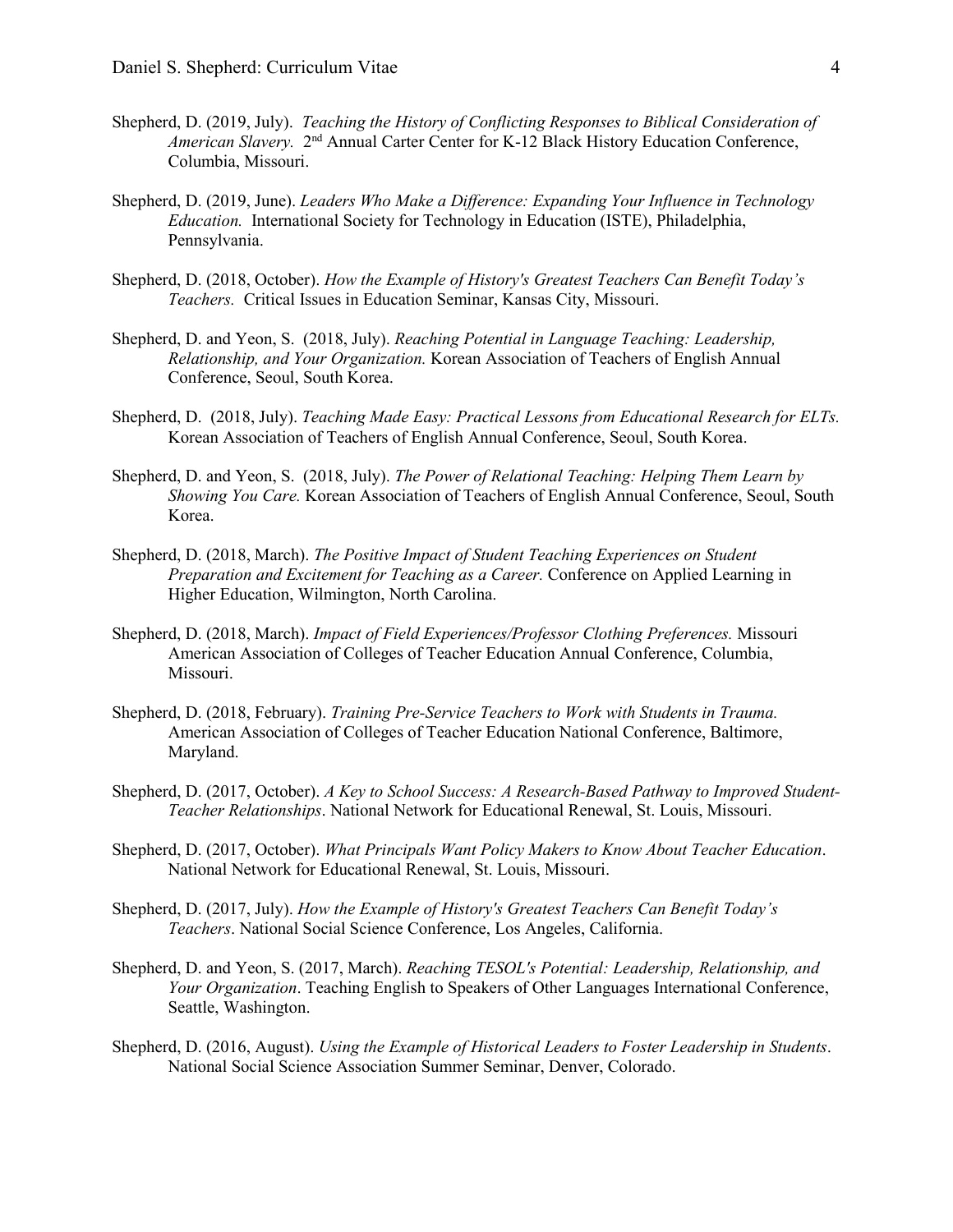Shepherd, D. (2019, July). *Teaching the History of Conflicting Responses to Biblical Consideration of American Slavery.* 2nd Annual Carter Center for K-12 Black History Education Conference, Columbia, Missouri.

Shepherd, D. (2019, June). *Leaders Who Make a Difference: Expanding Your Influence in Technology Education.* International Society for Technology in Education (ISTE), Philadelphia, Pennsylvania.

Shepherd, D. (2018, October). *How the Example of History's Greatest Teachers Can Benefit Today's Teachers.* Critical Issues in Education Seminar, Kansas City, Missouri.

Shepherd, D. and Yeon, S. (2018, July). *Reaching Potential in Language Teaching: Leadership, Relationship, and Your Organization.* Korean Association of Teachers of English Annual Conference, Seoul, South Korea.

Shepherd, D. (2018, July). *Teaching Made Easy: Practical Lessons from Educational Research for ELTs.* Korean Association of Teachers of English Annual Conference, Seoul, South Korea.

Shepherd, D. and Yeon, S. (2018, July). *The Power of Relational Teaching: Helping Them Learn by Showing You Care.* Korean Association of Teachers of English Annual Conference, Seoul, South Korea.

Shepherd, D. (2018, March). *The Positive Impact of Student Teaching Experiences on Student Preparation and Excitement for Teaching as a Career.* Conference on Applied Learning in Higher Education, Wilmington, North Carolina.

Shepherd, D. (2018, March). *Impact of Field Experiences/Professor Clothing Preferences.* Missouri American Association of Colleges of Teacher Education Annual Conference, Columbia, Missouri.

Shepherd, D. (2018, February). *Training Pre-Service Teachers to Work with Students in Trauma.* American Association of Colleges of Teacher Education National Conference, Baltimore, Maryland.

Shepherd, D. (2017, October). *A Key to School Success: A Research-Based Pathway to Improved Student-Teacher Relationships*. National Network for Educational Renewal, St. Louis, Missouri.

Shepherd, D. (2017, October). *What Principals Want Policy Makers to Know About Teacher Education*. National Network for Educational Renewal, St. Louis, Missouri.

Shepherd, D. (2017, July). *How the Example of History's Greatest Teachers Can Benefit Today's Teachers*. National Social Science Conference, Los Angeles, California.

Shepherd, D. and Yeon, S. (2017, March). *Reaching TESOL's Potential: Leadership, Relationship, and Your Organization*. Teaching English to Speakers of Other Languages International Conference, Seattle, Washington.

Shepherd, D. (2016, August). *Using the Example of Historical Leaders to Foster Leadership in Students*. National Social Science Association Summer Seminar, Denver, Colorado.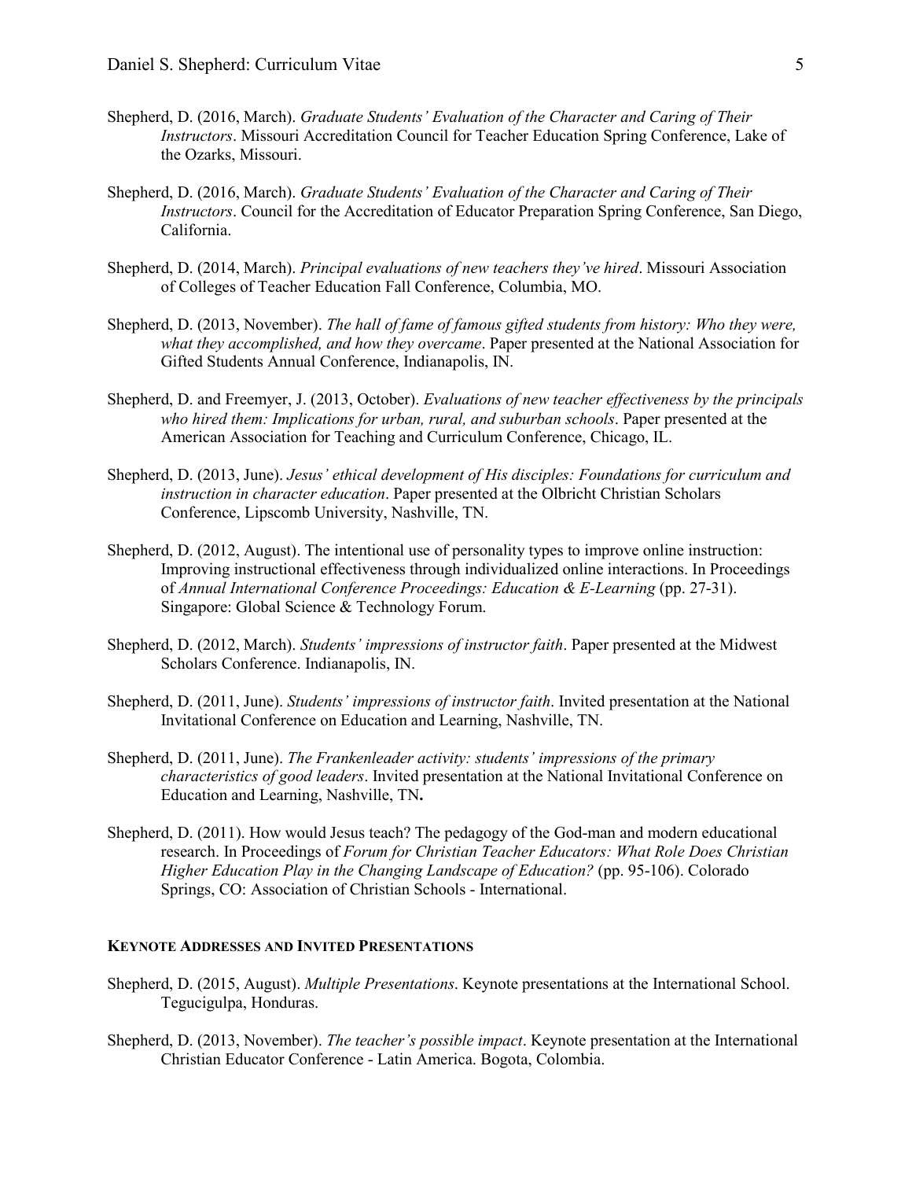Shepherd, D. (2016, March). *Graduate Students' Evaluation of the Character and Caring of Their Instructors*. Missouri Accreditation Council for Teacher Education Spring Conference, Lake of the Ozarks, Missouri.

Shepherd, D. (2016, March). *Graduate Students' Evaluation of the Character and Caring of Their Instructors*. Council for the Accreditation of Educator Preparation Spring Conference, San Diego, California.

Shepherd, D. (2014, March). *Principal evaluations of new teachers they've hired*. Missouri Association of Colleges of Teacher Education Fall Conference, Columbia, MO.

Shepherd, D. (2013, November). *The hall of fame of famous gifted students from history: Who they were, what they accomplished, and how they overcame*. Paper presented at the National Association for Gifted Students Annual Conference, Indianapolis, IN.

Shepherd, D. and Freemyer, J. (2013, October). *Evaluations of new teacher effectiveness by the principals who hired them: Implications for urban, rural, and suburban schools*. Paper presented at the American Association for Teaching and Curriculum Conference, Chicago, IL.

Shepherd, D. (2013, June). *Jesus' ethical development of His disciples: Foundations for curriculum and instruction in character education*. Paper presented at the Olbricht Christian Scholars Conference, Lipscomb University, Nashville, TN.

Shepherd, D. (2012, August). The intentional use of personality types to improve online instruction: Improving instructional effectiveness through individualized online interactions. In Proceedings of *Annual International Conference Proceedings: Education & E-Learning* (pp. 27-31). Singapore: Global Science & Technology Forum.

Shepherd, D. (2012, March). *Students' impressions of instructor faith*. Paper presented at the Midwest Scholars Conference. Indianapolis, IN.

Shepherd, D. (2011, June). *Students' impressions of instructor faith*. Invited presentation at the National Invitational Conference on Education and Learning, Nashville, TN.

Shepherd, D. (2011, June). *The Frankenleader activity: students' impressions of the primary characteristics of good leaders*. Invited presentation at the National Invitational Conference on Education and Learning, Nashville, TN**.**

Shepherd, D. (2011). How would Jesus teach? The pedagogy of the God-man and modern educational research. In Proceedings of *Forum for Christian Teacher Educators: What Role Does Christian Higher Education Play in the Changing Landscape of Education?* (pp. 95-106). Colorado Springs, CO: Association of Christian Schools - International.

## KEYNOTE ADDRESSES AND INVITED PRESENTATIONS

Shepherd, D. (2015, August). *Multiple Presentations*. Keynote presentations at the International School. Tegucigulpa, Honduras.

Shepherd, D. (2013, November). *The teacher's possible impact*. Keynote presentation at the International Christian Educator Conference - Latin America. Bogota, Colombia.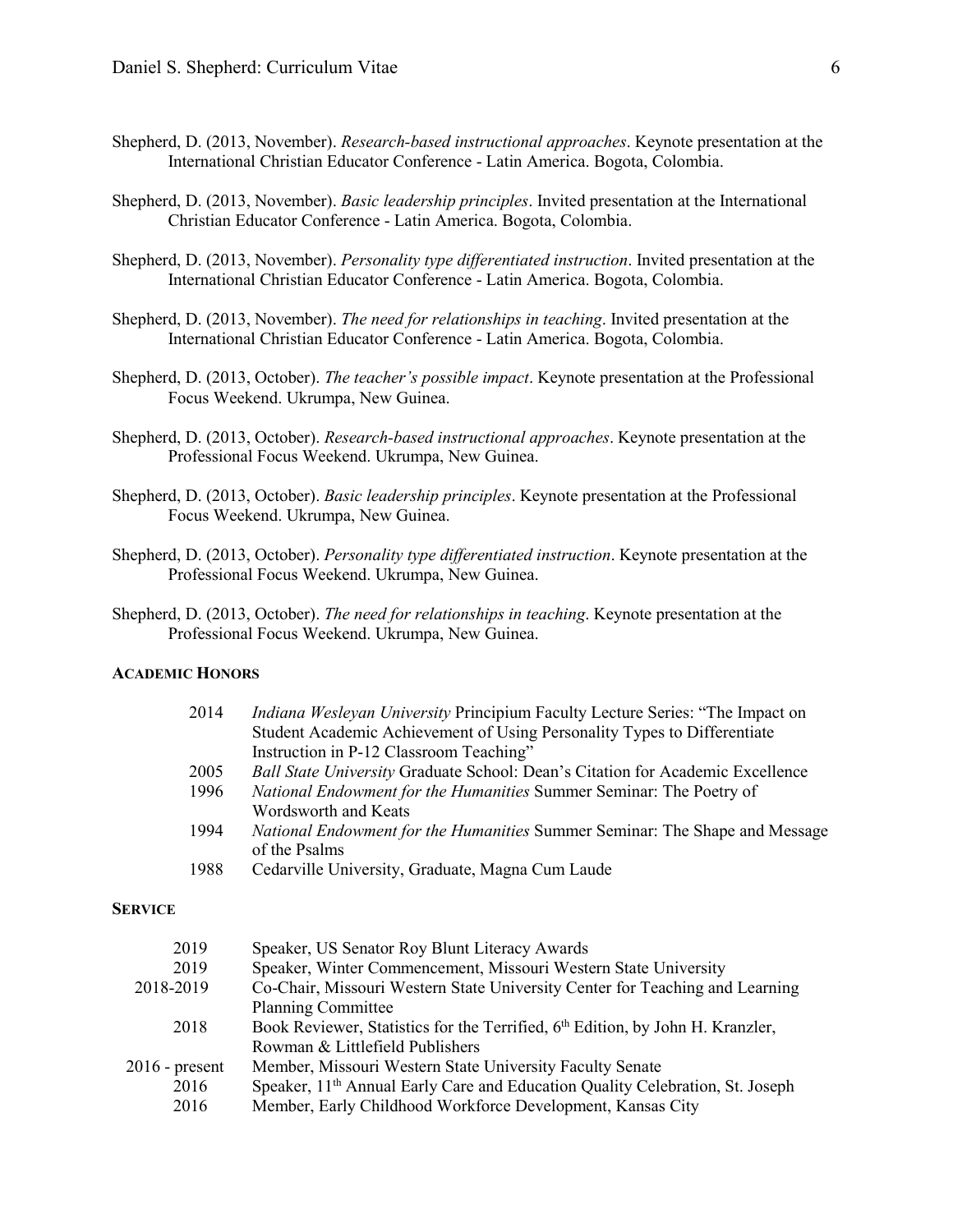Shepherd, D. (2013, November). *Research-based instructional approaches*. Keynote presentation at the International Christian Educator Conference - Latin America. Bogota, Colombia.

Shepherd, D. (2013, November). *Basic leadership principles*. Invited presentation at the International Christian Educator Conference - Latin America. Bogota, Colombia.

Shepherd, D. (2013, November). *Personality type differentiated instruction*. Invited presentation at the International Christian Educator Conference - Latin America. Bogota, Colombia.

Shepherd, D. (2013, November). *The need for relationships in teaching*. Invited presentation at the International Christian Educator Conference - Latin America. Bogota, Colombia.

Shepherd, D. (2013, October). *The teacher's possible impact*. Keynote presentation at the Professional Focus Weekend. Ukrumpa, New Guinea.

Shepherd, D. (2013, October). *Research-based instructional approaches*. Keynote presentation at the Professional Focus Weekend. Ukrumpa, New Guinea.

Shepherd, D. (2013, October). *Basic leadership principles*. Keynote presentation at the Professional Focus Weekend. Ukrumpa, New Guinea.

Shepherd, D. (2013, October). *Personality type differentiated instruction*. Keynote presentation at the Professional Focus Weekend. Ukrumpa, New Guinea.

Shepherd, D. (2013, October). *The need for relationships in teaching*. Keynote presentation at the Professional Focus Weekend. Ukrumpa, New Guinea.

## ACADEMIC HONORS

| | |
|---|---|
| 2014 | *Indiana Wesleyan University* Principium Faculty Lecture Series: "The Impact on Student Academic Achievement of Using Personality Types to Differentiate Instruction in P-12 Classroom Teaching" |
| 2005 | *Ball State University* Graduate School: Dean's Citation for Academic Excellence |
| 1996 | *National Endowment for the Humanities* Summer Seminar: The Poetry of Wordsworth and Keats |
| 1994 | *National Endowment for the Humanities* Summer Seminar: The Shape and Message of the Psalms |
| 1988 | Cedarville University, Graduate, Magna Cum Laude |

## SERVICE

| | |
|---|---|
| 2019 | Speaker, US Senator Roy Blunt Literacy Awards |
| 2019 | Speaker, Winter Commencement, Missouri Western State University |
| 2018-2019 | Co-Chair, Missouri Western State University Center for Teaching and Learning Planning Committee |
| 2018 | Book Reviewer, Statistics for the Terrified, 6th Edition, by John H. Kranzler, Rowman & Littlefield Publishers |
| 2016 - present | Member, Missouri Western State University Faculty Senate |
| 2016 | Speaker, 11th Annual Early Care and Education Quality Celebration, St. Joseph |
| 2016 | Member, Early Childhood Workforce Development, Kansas City |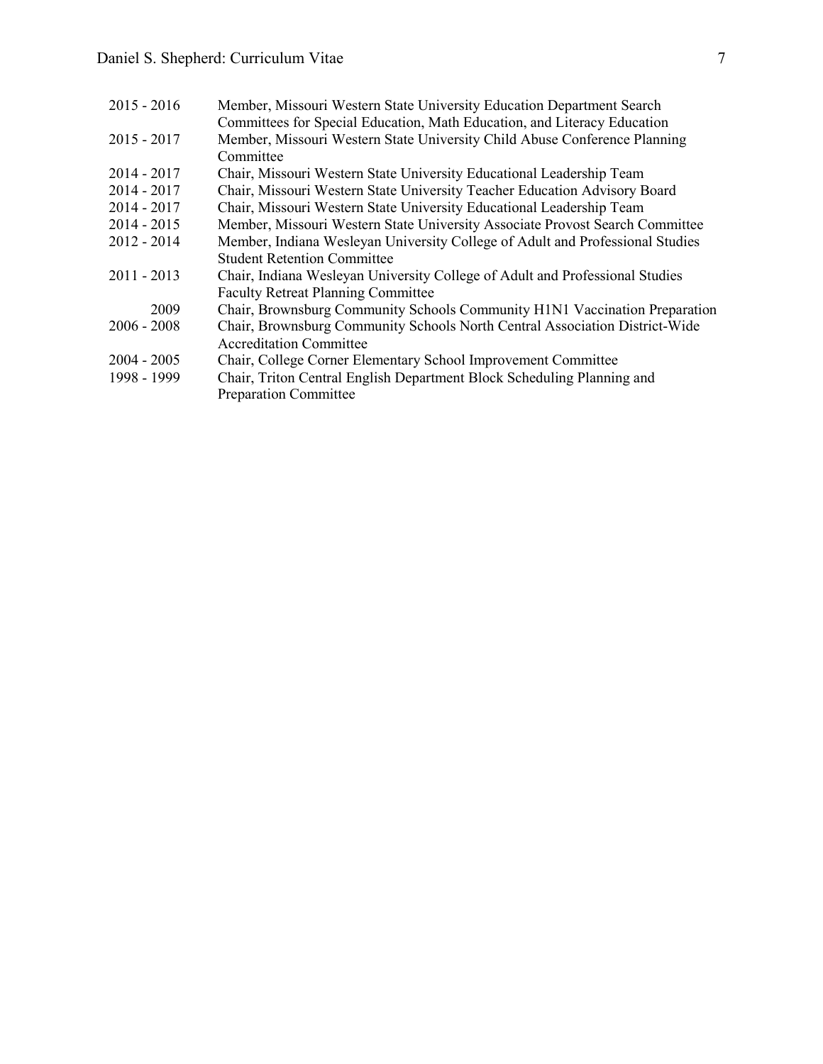| | |
|---|---|
| 2015 - 2016 | Member, Missouri Western State University Education Department Search Committees for Special Education, Math Education, and Literacy Education |
| 2015 - 2017 | Member, Missouri Western State University Child Abuse Conference Planning Committee |
| 2014 - 2017 | Chair, Missouri Western State University Educational Leadership Team |
| 2014 - 2017 | Chair, Missouri Western State University Teacher Education Advisory Board |
| 2014 - 2017 | Chair, Missouri Western State University Educational Leadership Team |
| 2014 - 2015 | Member, Missouri Western State University Associate Provost Search Committee |
| 2012 - 2014 | Member, Indiana Wesleyan University College of Adult and Professional Studies Student Retention Committee |
| 2011 - 2013 | Chair, Indiana Wesleyan University College of Adult and Professional Studies Faculty Retreat Planning Committee |
| 2009 | Chair, Brownsburg Community Schools Community H1N1 Vaccination Preparation |
| 2006 - 2008 | Chair, Brownsburg Community Schools North Central Association District-Wide Accreditation Committee |
| 2004 - 2005 | Chair, College Corner Elementary School Improvement Committee |
| 1998 - 1999 | Chair, Triton Central English Department Block Scheduling Planning and Preparation Committee |